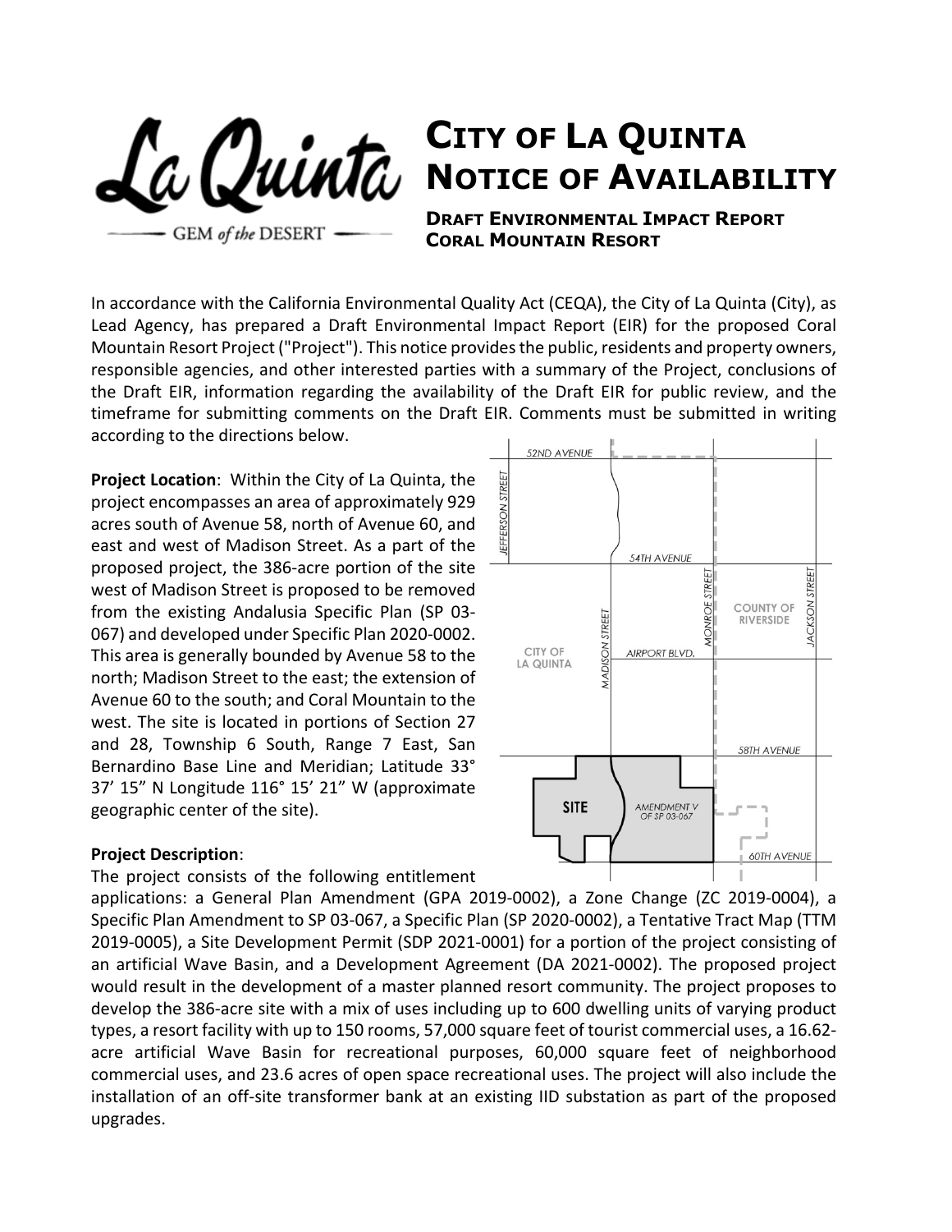# City of La Quinta Notice of Availability

**Draft Environmental Impact Report**
**Coral Mountain Resort**

In accordance with the California Environmental Quality Act (CEQA), the City of La Quinta (City), as Lead Agency, has prepared a Draft Environmental Impact Report (EIR) for the proposed Coral Mountain Resort Project ("Project"). This notice provides the public, residents and property owners, responsible agencies, and other interested parties with a summary of the Project, conclusions of the Draft EIR, information regarding the availability of the Draft EIR for public review, and the timeframe for submitting comments on the Draft EIR. Comments must be submitted in writing according to the directions below.

**Project Location**: Within the City of La Quinta, the project encompasses an area of approximately 929 acres south of Avenue 58, north of Avenue 60, and east and west of Madison Street. As a part of the proposed project, the 386-acre portion of the site west of Madison Street is proposed to be removed from the existing Andalusia Specific Plan (SP 03-067) and developed under Specific Plan 2020-0002. This area is generally bounded by Avenue 58 to the north; Madison Street to the east; the extension of Avenue 60 to the south; and Coral Mountain to the west. The site is located in portions of Section 27 and 28, Township 6 South, Range 7 East, San Bernardino Base Line and Meridian; Latitude 33° 37' 15" N Longitude 116° 15' 21" W (approximate geographic center of the site).

**Project Description**:
The project consists of the following entitlement applications: a General Plan Amendment (GPA 2019-0002), a Zone Change (ZC 2019-0004), a Specific Plan Amendment to SP 03-067, a Specific Plan (SP 2020-0002), a Tentative Tract Map (TTM 2019-0005), a Site Development Permit (SDP 2021-0001) for a portion of the project consisting of an artificial Wave Basin, and a Development Agreement (DA 2021-0002). The proposed project would result in the development of a master planned resort community. The project proposes to develop the 386-acre site with a mix of uses including up to 600 dwelling units of varying product types, a resort facility with up to 150 rooms, 57,000 square feet of tourist commercial uses, a 16.62-acre artificial Wave Basin for recreational purposes, 60,000 square feet of neighborhood commercial uses, and 23.6 acres of open space recreational uses. The project will also include the installation of an off-site transformer bank at an existing IID substation as part of the proposed upgrades.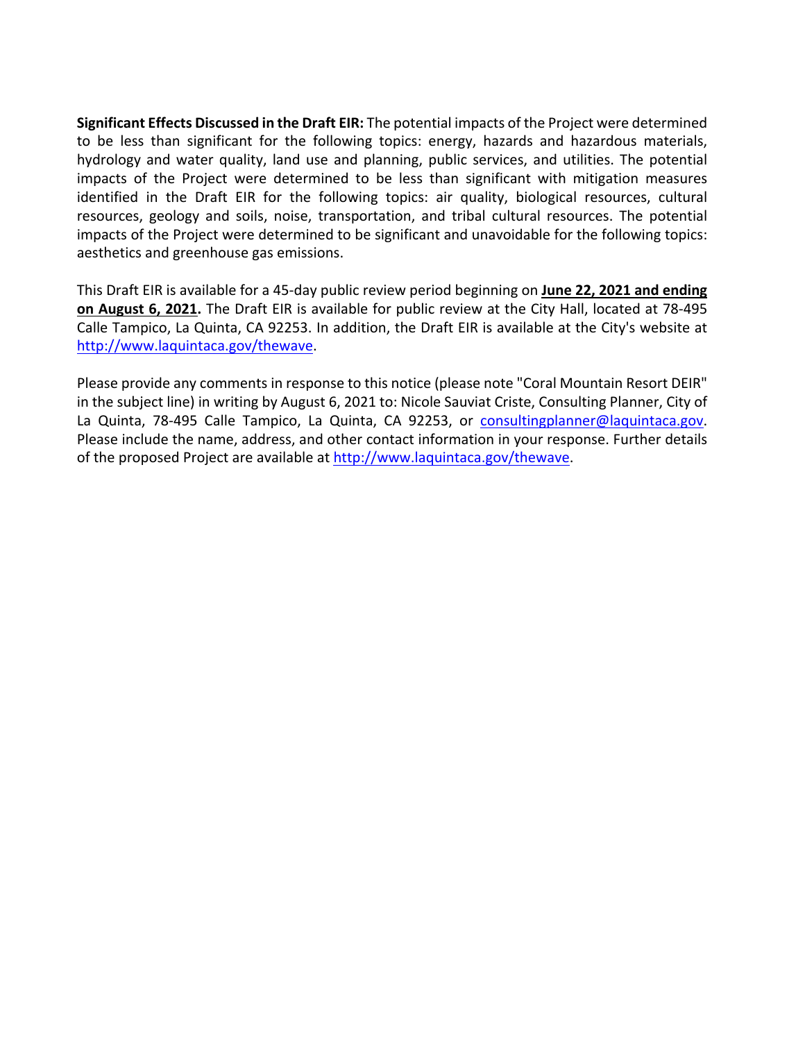**Significant Effects Discussed in the Draft EIR:** The potential impacts of the Project were determined to be less than significant for the following topics: energy, hazards and hazardous materials, hydrology and water quality, land use and planning, public services, and utilities. The potential impacts of the Project were determined to be less than significant with mitigation measures identified in the Draft EIR for the following topics: air quality, biological resources, cultural resources, geology and soils, noise, transportation, and tribal cultural resources. The potential impacts of the Project were determined to be significant and unavoidable for the following topics: aesthetics and greenhouse gas emissions.

This Draft EIR is available for a 45-day public review period beginning on **June 22, 2021 and ending on August 6, 2021.** The Draft EIR is available for public review at the City Hall, located at 78-495 Calle Tampico, La Quinta, CA 92253. In addition, the Draft EIR is available at the City's website at http://www.laquintaca.gov/thewave.

Please provide any comments in response to this notice (please note "Coral Mountain Resort DEIR" in the subject line) in writing by August 6, 2021 to: Nicole Sauviat Criste, Consulting Planner, City of La Quinta, 78-495 Calle Tampico, La Quinta, CA 92253, or consultingplanner@laquintaca.gov. Please include the name, address, and other contact information in your response. Further details of the proposed Project are available at http://www.laquintaca.gov/thewave.